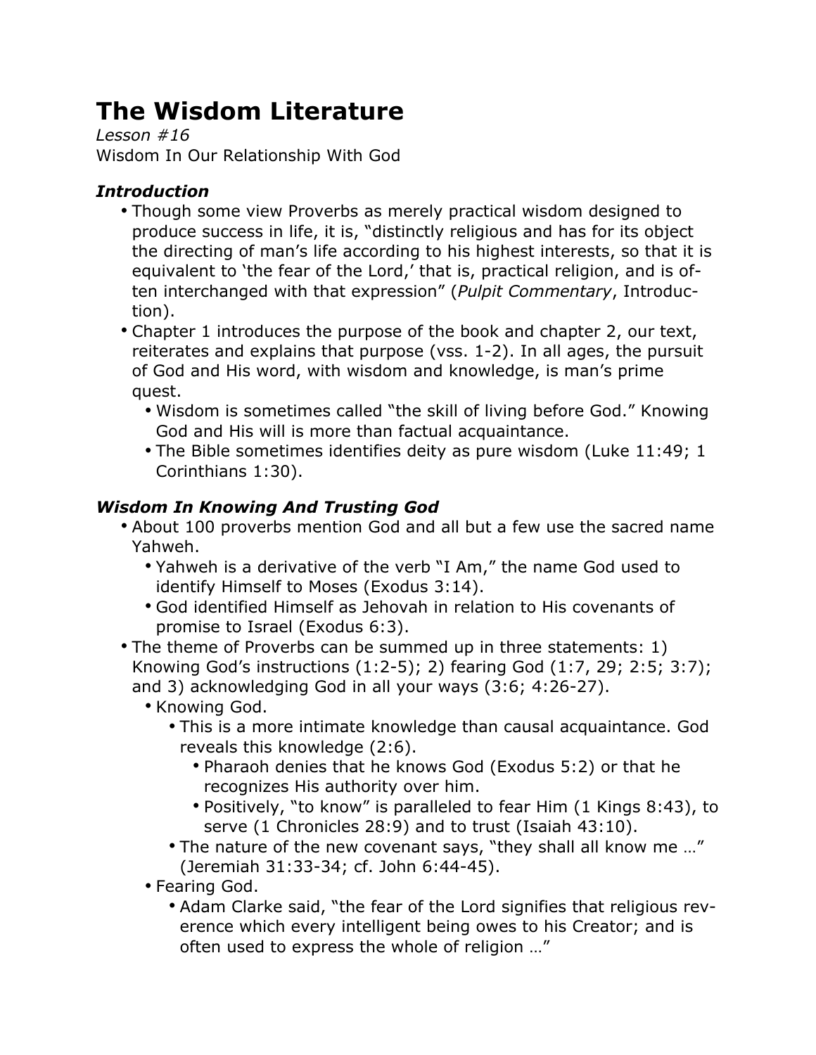# The Wisdom Literature

*Lesson #16*
Wisdom In Our Relationship With God

### *Introduction*

- Though some view Proverbs as merely practical wisdom designed to produce success in life, it is, "distinctly religious and has for its object the directing of man's life according to his highest interests, so that it is equivalent to 'the fear of the Lord,' that is, practical religion, and is often interchanged with that expression" (*Pulpit Commentary*, Introduction).
- Chapter 1 introduces the purpose of the book and chapter 2, our text, reiterates and explains that purpose (vss. 1-2). In all ages, the pursuit of God and His word, with wisdom and knowledge, is man's prime quest.
  - Wisdom is sometimes called "the skill of living before God." Knowing God and His will is more than factual acquaintance.
  - The Bible sometimes identifies deity as pure wisdom (Luke 11:49; 1 Corinthians 1:30).

### *Wisdom In Knowing And Trusting God*

- About 100 proverbs mention God and all but a few use the sacred name Yahweh.
  - Yahweh is a derivative of the verb "I Am," the name God used to identify Himself to Moses (Exodus 3:14).
  - God identified Himself as Jehovah in relation to His covenants of promise to Israel (Exodus 6:3).
- The theme of Proverbs can be summed up in three statements: 1) Knowing God's instructions (1:2-5); 2) fearing God (1:7, 29; 2:5; 3:7); and 3) acknowledging God in all your ways (3:6; 4:26-27).
  - Knowing God.
    - This is a more intimate knowledge than causal acquaintance. God reveals this knowledge (2:6).
      - Pharaoh denies that he knows God (Exodus 5:2) or that he recognizes His authority over him.
      - Positively, "to know" is paralleled to fear Him (1 Kings 8:43), to serve (1 Chronicles 28:9) and to trust (Isaiah 43:10).
    - The nature of the new covenant says, "they shall all know me …" (Jeremiah 31:33-34; cf. John 6:44-45).
  - Fearing God.
    - Adam Clarke said, "the fear of the Lord signifies that religious reverence which every intelligent being owes to his Creator; and is often used to express the whole of religion …"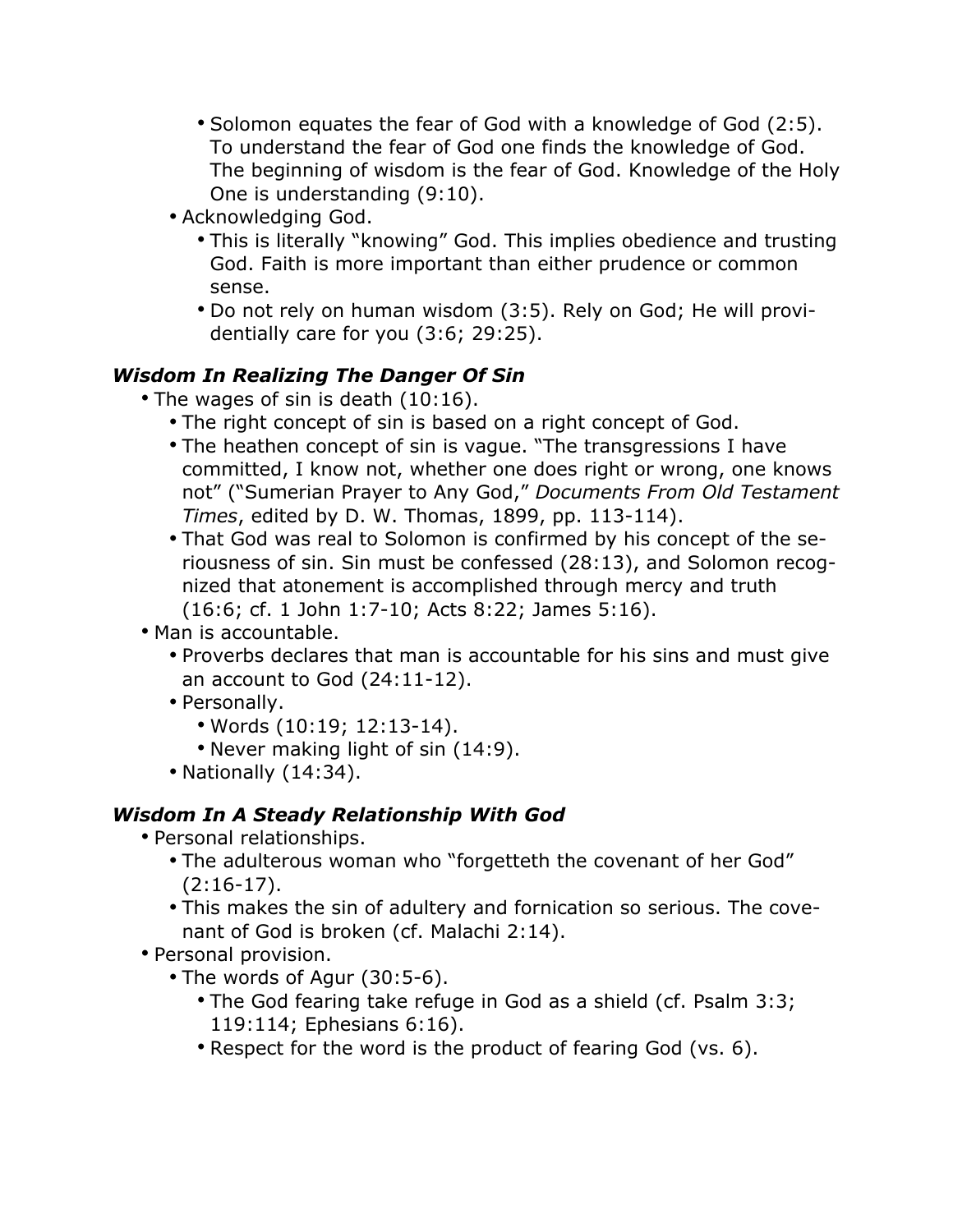- Solomon equates the fear of God with a knowledge of God (2:5). To understand the fear of God one finds the knowledge of God. The beginning of wisdom is the fear of God. Knowledge of the Holy One is understanding (9:10).
  - Acknowledging God.
    - This is literally "knowing" God. This implies obedience and trusting God. Faith is more important than either prudence or common sense.
    - Do not rely on human wisdom (3:5). Rely on God; He will providentially care for you (3:6; 29:25).

### *Wisdom In Realizing The Danger Of Sin*

- The wages of sin is death (10:16).
  - The right concept of sin is based on a right concept of God.
  - The heathen concept of sin is vague. "The transgressions I have committed, I know not, whether one does right or wrong, one knows not" ("Sumerian Prayer to Any God," *Documents From Old Testament Times*, edited by D. W. Thomas, 1899, pp. 113-114).
  - That God was real to Solomon is confirmed by his concept of the seriousness of sin. Sin must be confessed (28:13), and Solomon recognized that atonement is accomplished through mercy and truth (16:6; cf. 1 John 1:7-10; Acts 8:22; James 5:16).
- Man is accountable.
  - Proverbs declares that man is accountable for his sins and must give an account to God (24:11-12).
  - Personally.
    - Words (10:19; 12:13-14).
    - Never making light of sin (14:9).
  - Nationally (14:34).

### *Wisdom In A Steady Relationship With God*

- Personal relationships.
  - The adulterous woman who "forgetteth the covenant of her God" (2:16-17).
  - This makes the sin of adultery and fornication so serious. The covenant of God is broken (cf. Malachi 2:14).
- Personal provision.
  - The words of Agur (30:5-6).
    - The God fearing take refuge in God as a shield (cf. Psalm 3:3; 119:114; Ephesians 6:16).
    - Respect for the word is the product of fearing God (vs. 6).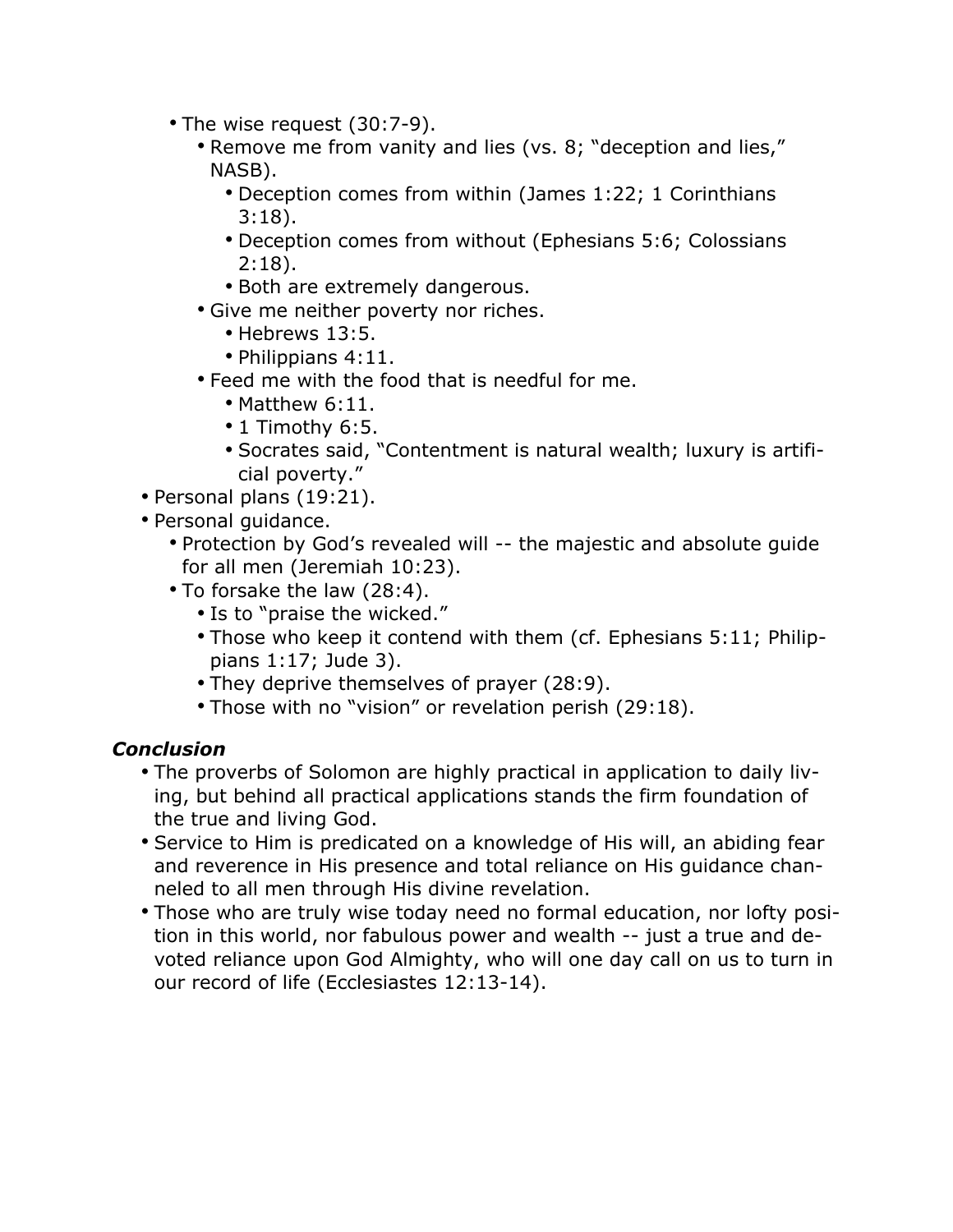- The wise request (30:7-9).
  - Remove me from vanity and lies (vs. 8; "deception and lies," NASB).
    - Deception comes from within (James 1:22; 1 Corinthians 3:18).
    - Deception comes from without (Ephesians 5:6; Colossians 2:18).
    - Both are extremely dangerous.
  - Give me neither poverty nor riches.
    - Hebrews 13:5.
    - Philippians 4:11.
  - Feed me with the food that is needful for me.
    - Matthew 6:11.
    - 1 Timothy 6:5.
    - Socrates said, "Contentment is natural wealth; luxury is artificial poverty."
- Personal plans (19:21).
- Personal guidance.
  - Protection by God's revealed will -- the majestic and absolute guide for all men (Jeremiah 10:23).
  - To forsake the law (28:4).
    - Is to "praise the wicked."
    - Those who keep it contend with them (cf. Ephesians 5:11; Philippians 1:17; Jude 3).
    - They deprive themselves of prayer (28:9).
    - Those with no "vision" or revelation perish (29:18).

### *Conclusion*

- The proverbs of Solomon are highly practical in application to daily living, but behind all practical applications stands the firm foundation of the true and living God.
- Service to Him is predicated on a knowledge of His will, an abiding fear and reverence in His presence and total reliance on His guidance channeled to all men through His divine revelation.
- Those who are truly wise today need no formal education, nor lofty position in this world, nor fabulous power and wealth -- just a true and devoted reliance upon God Almighty, who will one day call on us to turn in our record of life (Ecclesiastes 12:13-14).